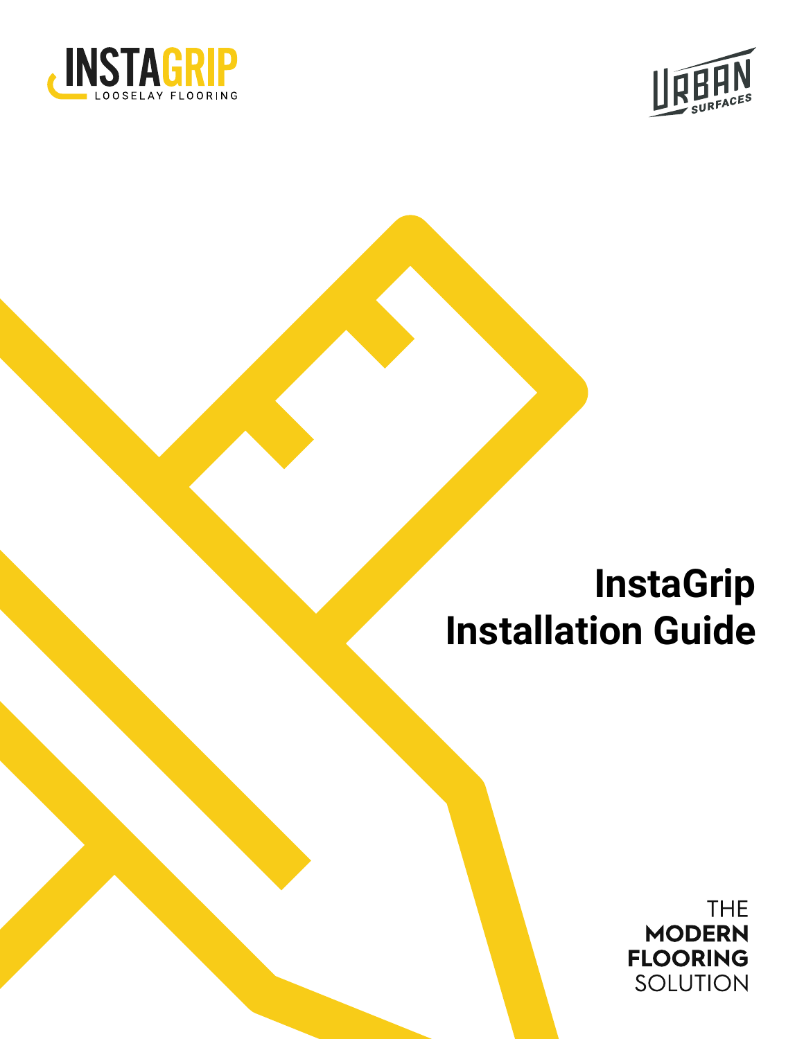INSTAGRIP

LOOSELAY FLOORING

URBAN SURFACES

# InstaGrip Installation Guide

THE **MODERN FLOORING** SOLUTION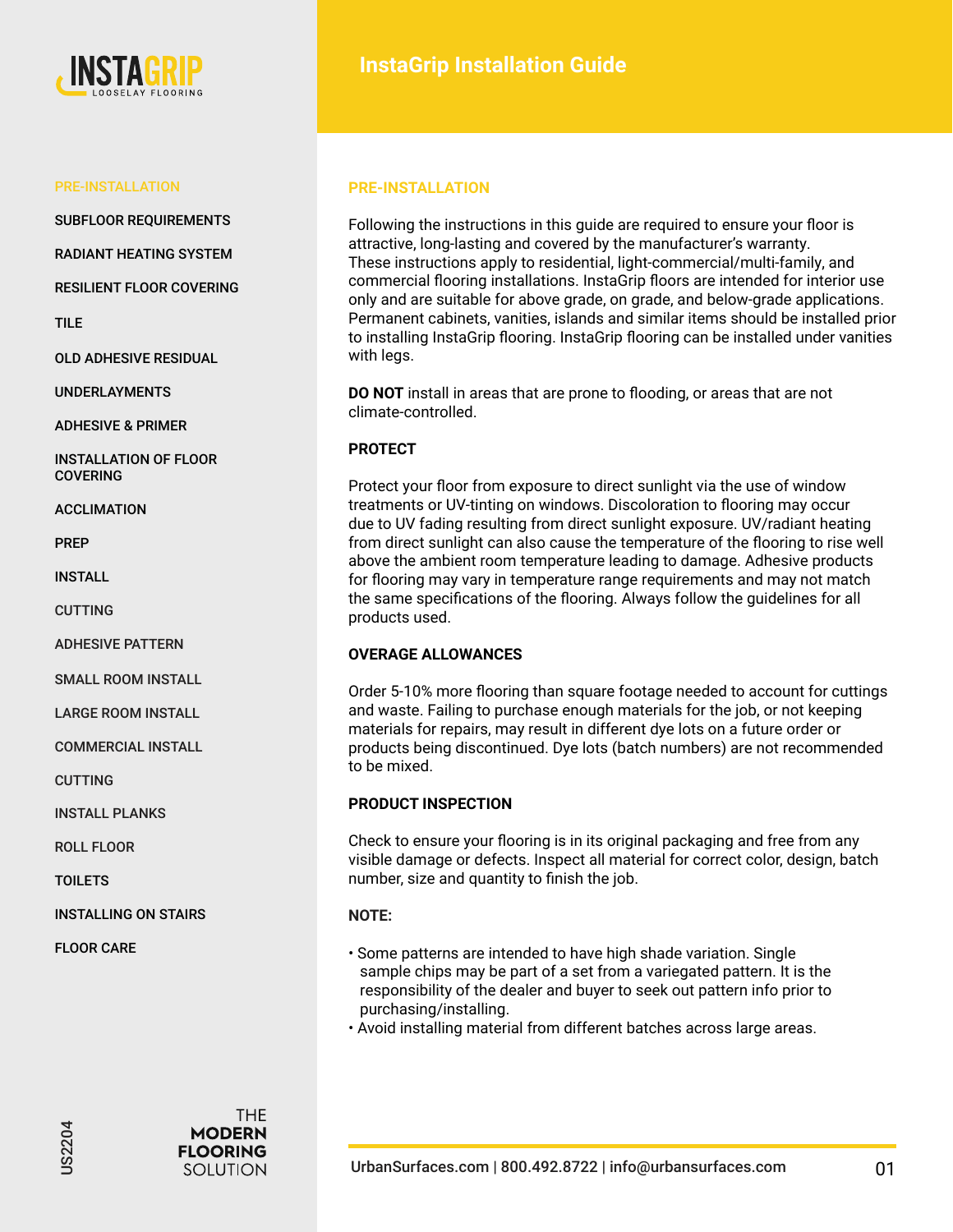# InstaGrip Installation Guide

- PRE-INSTALLATION
- SUBFLOOR REQUIREMENTS
- RADIANT HEATING SYSTEM
- RESILIENT FLOOR COVERING
- TILE
- OLD ADHESIVE RESIDUAL
- UNDERLAYMENTS
- ADHESIVE & PRIMER
- INSTALLATION OF FLOOR COVERING
- ACCLIMATION
- PREP
- INSTALL
- CUTTING
- ADHESIVE PATTERN
- SMALL ROOM INSTALL
- LARGE ROOM INSTALL
- COMMERCIAL INSTALL
- CUTTING
- INSTALL PLANKS
- ROLL FLOOR
- TOILETS
- INSTALLING ON STAIRS
- FLOOR CARE

## PRE-INSTALLATION

Following the instructions in this guide are required to ensure your floor is attractive, long-lasting and covered by the manufacturer's warranty. These instructions apply to residential, light-commercial/multi-family, and commercial flooring installations. InstaGrip floors are intended for interior use only and are suitable for above grade, on grade, and below-grade applications. Permanent cabinets, vanities, islands and similar items should be installed prior to installing InstaGrip flooring. InstaGrip flooring can be installed under vanities with legs.

**DO NOT** install in areas that are prone to flooding, or areas that are not climate-controlled.

### PROTECT

Protect your floor from exposure to direct sunlight via the use of window treatments or UV-tinting on windows. Discoloration to flooring may occur due to UV fading resulting from direct sunlight exposure. UV/radiant heating from direct sunlight can also cause the temperature of the flooring to rise well above the ambient room temperature leading to damage. Adhesive products for flooring may vary in temperature range requirements and may not match the same specifications of the flooring. Always follow the guidelines for all products used.

### OVERAGE ALLOWANCES

Order 5-10% more flooring than square footage needed to account for cuttings and waste. Failing to purchase enough materials for the job, or not keeping materials for repairs, may result in different dye lots on a future order or products being discontinued. Dye lots (batch numbers) are not recommended to be mixed.

### PRODUCT INSPECTION

Check to ensure your flooring is in its original packaging and free from any visible damage or defects. Inspect all material for correct color, design, batch number, size and quantity to finish the job.

### NOTE:

- Some patterns are intended to have high shade variation. Single sample chips may be part of a set from a variegated pattern. It is the responsibility of the dealer and buyer to seek out pattern info prior to purchasing/installing.
- Avoid installing material from different batches across large areas.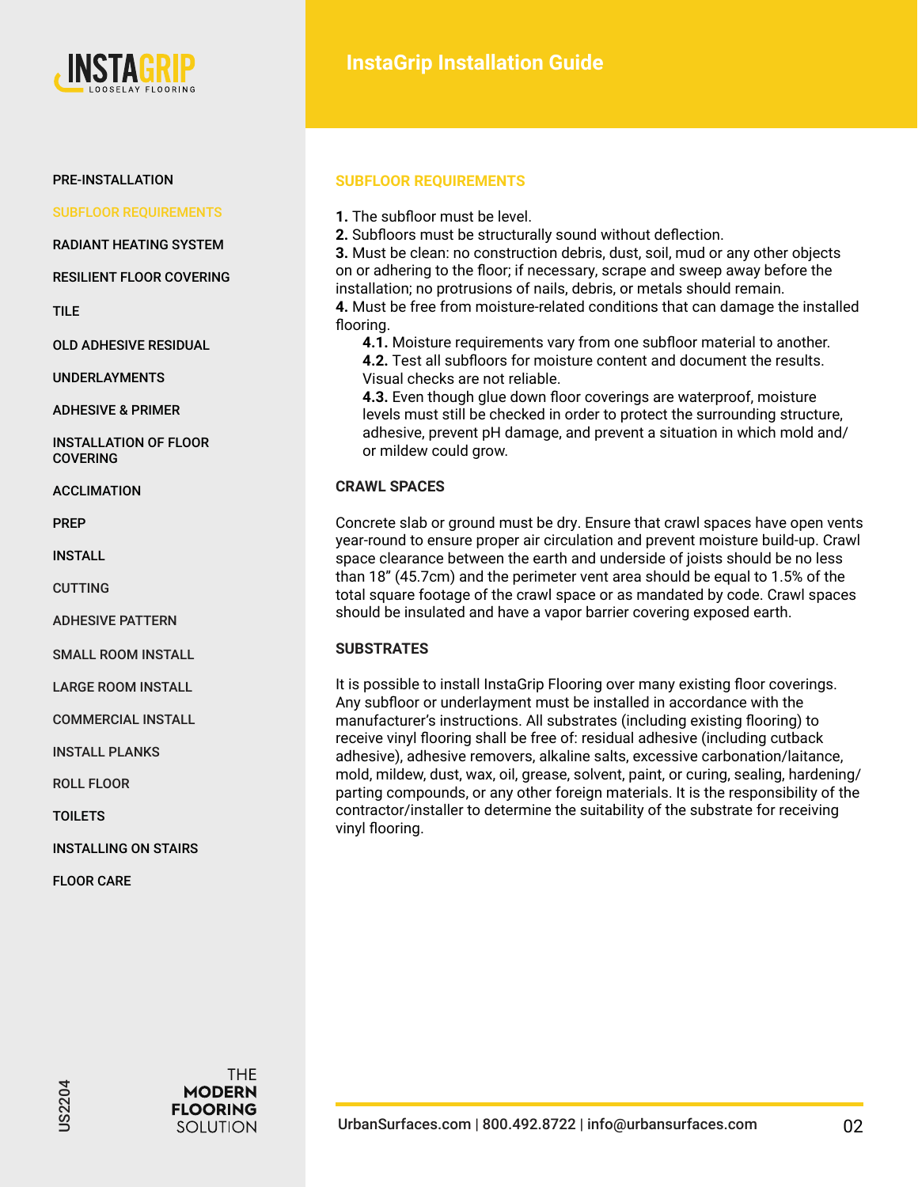## SUBFLOOR REQUIREMENTS

**1.** The subfloor must be level.
**2.** Subfloors must be structurally sound without deflection.
**3.** Must be clean: no construction debris, dust, soil, mud or any other objects on or adhering to the floor; if necessary, scrape and sweep away before the installation; no protrusions of nails, debris, or metals should remain.
**4.** Must be free from moisture-related conditions that can damage the installed flooring.

- **4.1.** Moisture requirements vary from one subfloor material to another.
- **4.2.** Test all subfloors for moisture content and document the results. Visual checks are not reliable.
- **4.3.** Even though glue down floor coverings are waterproof, moisture levels must still be checked in order to protect the surrounding structure, adhesive, prevent pH damage, and prevent a situation in which mold and/or mildew could grow.

### CRAWL SPACES

Concrete slab or ground must be dry. Ensure that crawl spaces have open vents year-round to ensure proper air circulation and prevent moisture build-up. Crawl space clearance between the earth and underside of joists should be no less than 18" (45.7cm) and the perimeter vent area should be equal to 1.5% of the total square footage of the crawl space or as mandated by code. Crawl spaces should be insulated and have a vapor barrier covering exposed earth.

### SUBSTRATES

It is possible to install InstaGrip Flooring over many existing floor coverings. Any subfloor or underlayment must be installed in accordance with the manufacturer's instructions. All substrates (including existing flooring) to receive vinyl flooring shall be free of: residual adhesive (including cutback adhesive), adhesive removers, alkaline salts, excessive carbonation/laitance, mold, mildew, dust, wax, oil, grease, solvent, paint, or curing, sealing, hardening/parting compounds, or any other foreign materials. It is the responsibility of the contractor/installer to determine the suitability of the substrate for receiving vinyl flooring.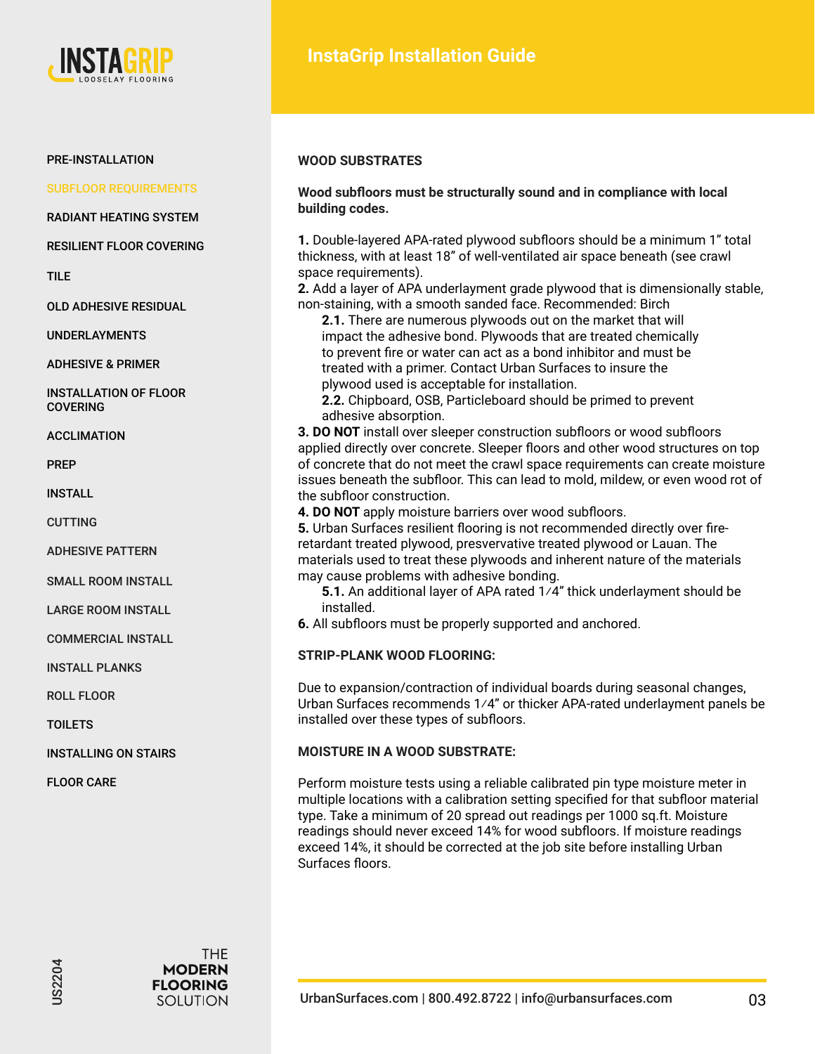## WOOD SUBSTRATES

**Wood subfloors must be structurally sound and in compliance with local building codes.**

**1.** Double-layered APA-rated plywood subfloors should be a minimum 1" total thickness, with at least 18" of well-ventilated air space beneath (see crawl space requirements).
**2.** Add a layer of APA underlayment grade plywood that is dimensionally stable, non-staining, with a smooth sanded face. Recommended: Birch

- **2.1.** There are numerous plywoods out on the market that will impact the adhesive bond. Plywoods that are treated chemically to prevent fire or water can act as a bond inhibitor and must be treated with a primer. Contact Urban Surfaces to insure the plywood used is acceptable for installation.
- **2.2.** Chipboard, OSB, Particleboard should be primed to prevent adhesive absorption.

**3. DO NOT** install over sleeper construction subfloors or wood subfloors applied directly over concrete. Sleeper floors and other wood structures on top of concrete that do not meet the crawl space requirements can create moisture issues beneath the subfloor. This can lead to mold, mildew, or even wood rot of the subfloor construction.
**4. DO NOT** apply moisture barriers over wood subfloors.
**5.** Urban Surfaces resilient flooring is not recommended directly over fire-retardant treated plywood, presvervative treated plywood or Lauan. The materials used to treat these plywoods and inherent nature of the materials may cause problems with adhesive bonding.

- **5.1.** An additional layer of APA rated 1/4" thick underlayment should be installed.

**6.** All subfloors must be properly supported and anchored.

## STRIP-PLANK WOOD FLOORING:

Due to expansion/contraction of individual boards during seasonal changes, Urban Surfaces recommends 1/4" or thicker APA-rated underlayment panels be installed over these types of subfloors.

## MOISTURE IN A WOOD SUBSTRATE:

Perform moisture tests using a reliable calibrated pin type moisture meter in multiple locations with a calibration setting specified for that subfloor material type. Take a minimum of 20 spread out readings per 1000 sq.ft. Moisture readings should never exceed 14% for wood subfloors. If moisture readings exceed 14%, it should be corrected at the job site before installing Urban Surfaces floors.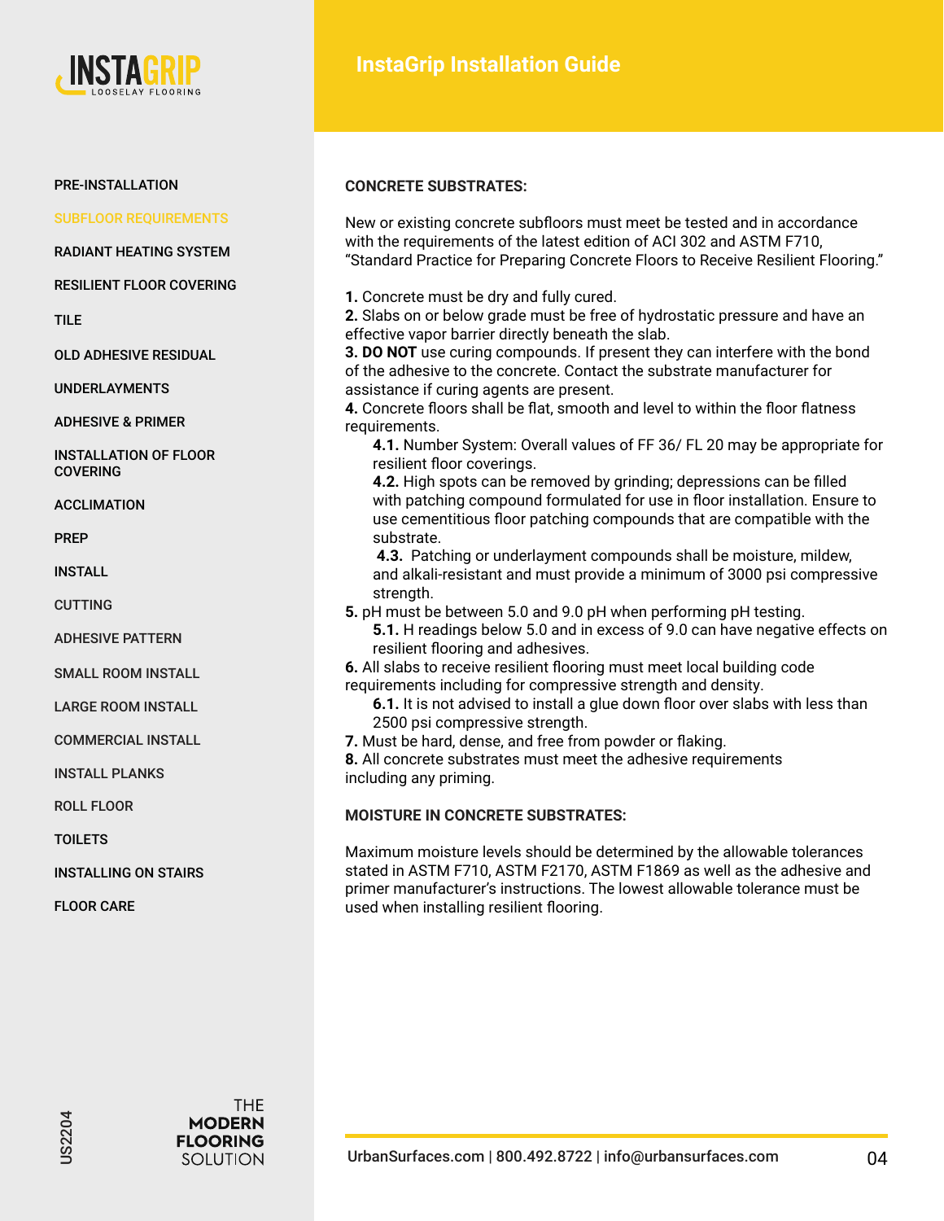**CONCRETE SUBSTRATES:**

New or existing concrete subfloors must meet be tested and in accordance with the requirements of the latest edition of ACI 302 and ASTM F710, “Standard Practice for Preparing Concrete Floors to Receive Resilient Flooring.”

**1.** Concrete must be dry and fully cured.
**2.** Slabs on or below grade must be free of hydrostatic pressure and have an effective vapor barrier directly beneath the slab.
**3. DO NOT** use curing compounds. If present they can interfere with the bond of the adhesive to the concrete. Contact the substrate manufacturer for assistance if curing agents are present.
**4.** Concrete floors shall be flat, smooth and level to within the floor flatness requirements.

- **4.1.** Number System: Overall values of FF 36/ FL 20 may be appropriate for resilient floor coverings.
- **4.2.** High spots can be removed by grinding; depressions can be filled with patching compound formulated for use in floor installation. Ensure to use cementitious floor patching compounds that are compatible with the substrate.
- **4.3.** Patching or underlayment compounds shall be moisture, mildew, and alkali-resistant and must provide a minimum of 3000 psi compressive strength.

**5.** pH must be between 5.0 and 9.0 pH when performing pH testing.

- **5.1.** H readings below 5.0 and in excess of 9.0 can have negative effects on resilient flooring and adhesives.

**6.** All slabs to receive resilient flooring must meet local building code requirements including for compressive strength and density.

- **6.1.** It is not advised to install a glue down floor over slabs with less than 2500 psi compressive strength.

**7.** Must be hard, dense, and free from powder or flaking.
**8.** All concrete substrates must meet the adhesive requirements including any priming.

**MOISTURE IN CONCRETE SUBSTRATES:**

Maximum moisture levels should be determined by the allowable tolerances stated in ASTM F710, ASTM F2170, ASTM F1869 as well as the adhesive and primer manufacturer’s instructions. The lowest allowable tolerance must be used when installing resilient flooring.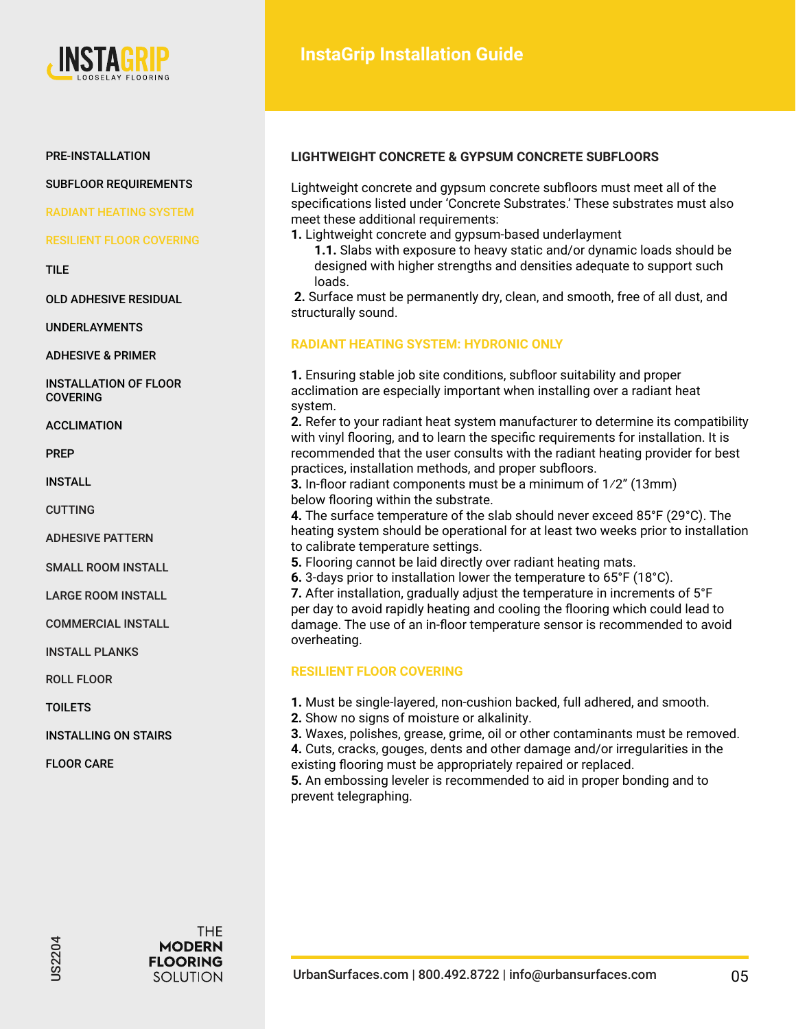## LIGHTWEIGHT CONCRETE & GYPSUM CONCRETE SUBFLOORS

Lightweight concrete and gypsum concrete subfloors must meet all of the specifications listed under 'Concrete Substrates.' These substrates must also meet these additional requirements:

**1.** Lightweight concrete and gypsum-based underlayment

- **1.1.** Slabs with exposure to heavy static and/or dynamic loads should be designed with higher strengths and densities adequate to support such loads.

**2.** Surface must be permanently dry, clean, and smooth, free of all dust, and structurally sound.

## RADIANT HEATING SYSTEM: HYDRONIC ONLY

**1.** Ensuring stable job site conditions, subfloor suitability and proper acclimation are especially important when installing over a radiant heat system.
**2.** Refer to your radiant heat system manufacturer to determine its compatibility with vinyl flooring, and to learn the specific requirements for installation. It is recommended that the user consults with the radiant heating provider for best practices, installation methods, and proper subfloors.
**3.** In-floor radiant components must be a minimum of 1⁄2" (13mm) below flooring within the substrate.
**4.** The surface temperature of the slab should never exceed 85°F (29°C). The heating system should be operational for at least two weeks prior to installation to calibrate temperature settings.
**5.** Flooring cannot be laid directly over radiant heating mats.
**6.** 3-days prior to installation lower the temperature to 65°F (18°C).
**7.** After installation, gradually adjust the temperature in increments of 5°F per day to avoid rapidly heating and cooling the flooring which could lead to damage. The use of an in-floor temperature sensor is recommended to avoid overheating.

## RESILIENT FLOOR COVERING

**1.** Must be single-layered, non-cushion backed, full adhered, and smooth.
**2.** Show no signs of moisture or alkalinity.
**3.** Waxes, polishes, grease, grime, oil or other contaminants must be removed.
**4.** Cuts, cracks, gouges, dents and other damage and/or irregularities in the existing flooring must be appropriately repaired or replaced.
**5.** An embossing leveler is recommended to aid in proper bonding and to prevent telegraphing.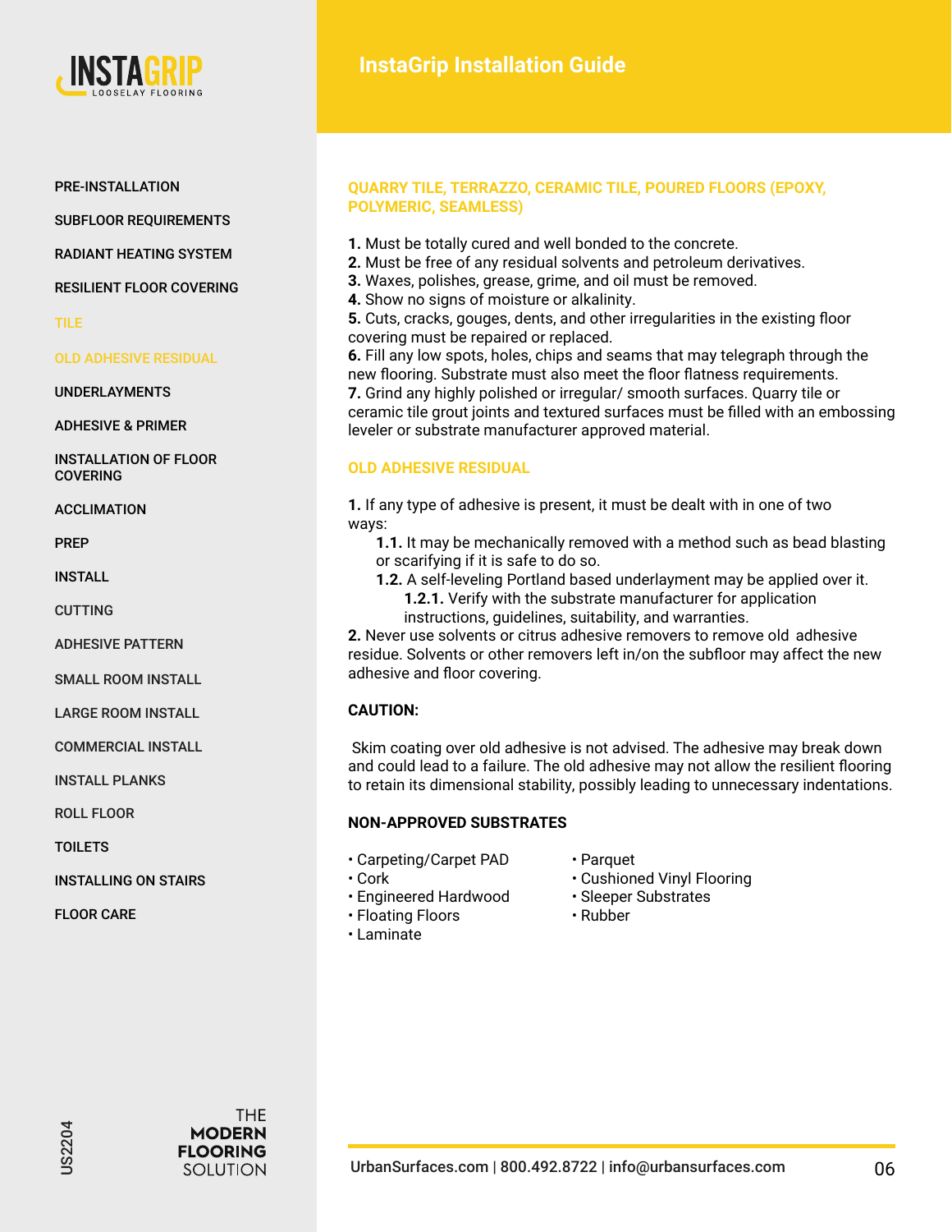## QUARRY TILE, TERRAZZO, CERAMIC TILE, POURED FLOORS (EPOXY, POLYMERIC, SEAMLESS)

**1.** Must be totally cured and well bonded to the concrete.
**2.** Must be free of any residual solvents and petroleum derivatives.
**3.** Waxes, polishes, grease, grime, and oil must be removed.
**4.** Show no signs of moisture or alkalinity.
**5.** Cuts, cracks, gouges, dents, and other irregularities in the existing floor covering must be repaired or replaced.
**6.** Fill any low spots, holes, chips and seams that may telegraph through the new flooring. Substrate must also meet the floor flatness requirements.
**7.** Grind any highly polished or irregular/ smooth surfaces. Quarry tile or ceramic tile grout joints and textured surfaces must be filled with an embossing leveler or substrate manufacturer approved material.

## OLD ADHESIVE RESIDUAL

**1.** If any type of adhesive is present, it must be dealt with in one of two ways:

- **1.1.** It may be mechanically removed with a method such as bead blasting or scarifying if it is safe to do so.
- **1.2.** A self-leveling Portland based underlayment may be applied over it.
  - **1.2.1.** Verify with the substrate manufacturer for application instructions, guidelines, suitability, and warranties.

**2.** Never use solvents or citrus adhesive removers to remove old adhesive residue. Solvents or other removers left in/on the subfloor may affect the new adhesive and floor covering.

**CAUTION:**

Skim coating over old adhesive is not advised. The adhesive may break down and could lead to a failure. The old adhesive may not allow the resilient flooring to retain its dimensional stability, possibly leading to unnecessary indentations.

**NON-APPROVED SUBSTRATES**

- Carpeting/Carpet PAD
- Cork
- Engineered Hardwood
- Floating Floors
- Laminate
- Parquet
- Cushioned Vinyl Flooring
- Sleeper Substrates
- Rubber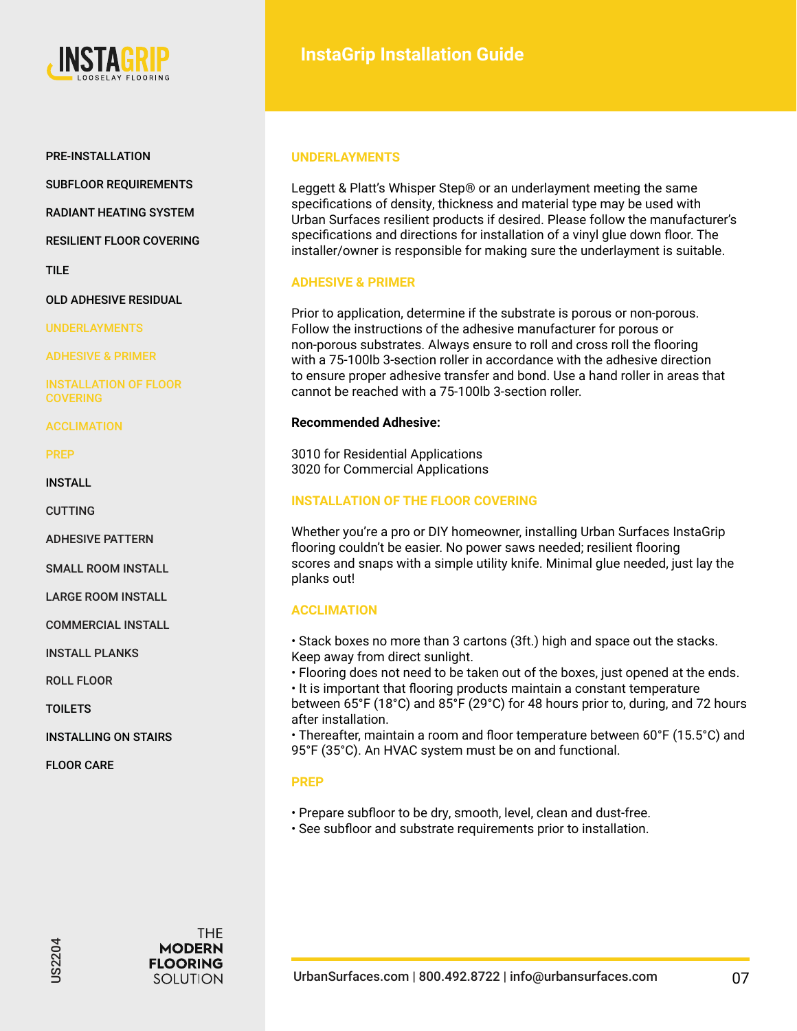# InstaGrip Installation Guide

## UNDERLAYMENTS

Leggett & Platt's Whisper Step® or an underlayment meeting the same specifications of density, thickness and material type may be used with Urban Surfaces resilient products if desired. Please follow the manufacturer's specifications and directions for installation of a vinyl glue down floor. The installer/owner is responsible for making sure the underlayment is suitable.

## ADHESIVE & PRIMER

Prior to application, determine if the substrate is porous or non-porous. Follow the instructions of the adhesive manufacturer for porous or non-porous substrates. Always ensure to roll and cross roll the flooring with a 75-100lb 3-section roller in accordance with the adhesive direction to ensure proper adhesive transfer and bond. Use a hand roller in areas that cannot be reached with a 75-100lb 3-section roller.

**Recommended Adhesive:**

3010 for Residential Applications
3020 for Commercial Applications

## INSTALLATION OF THE FLOOR COVERING

Whether you're a pro or DIY homeowner, installing Urban Surfaces InstaGrip flooring couldn't be easier. No power saws needed; resilient flooring scores and snaps with a simple utility knife. Minimal glue needed, just lay the planks out!

## ACCLIMATION

- Stack boxes no more than 3 cartons (3ft.) high and space out the stacks. Keep away from direct sunlight.
- Flooring does not need to be taken out of the boxes, just opened at the ends.
- It is important that flooring products maintain a constant temperature between 65°F (18°C) and 85°F (29°C) for 48 hours prior to, during, and 72 hours after installation.
- Thereafter, maintain a room and floor temperature between 60°F (15.5°C) and 95°F (35°C). An HVAC system must be on and functional.

## PREP

- Prepare subfloor to be dry, smooth, level, clean and dust-free.
- See subfloor and substrate requirements prior to installation.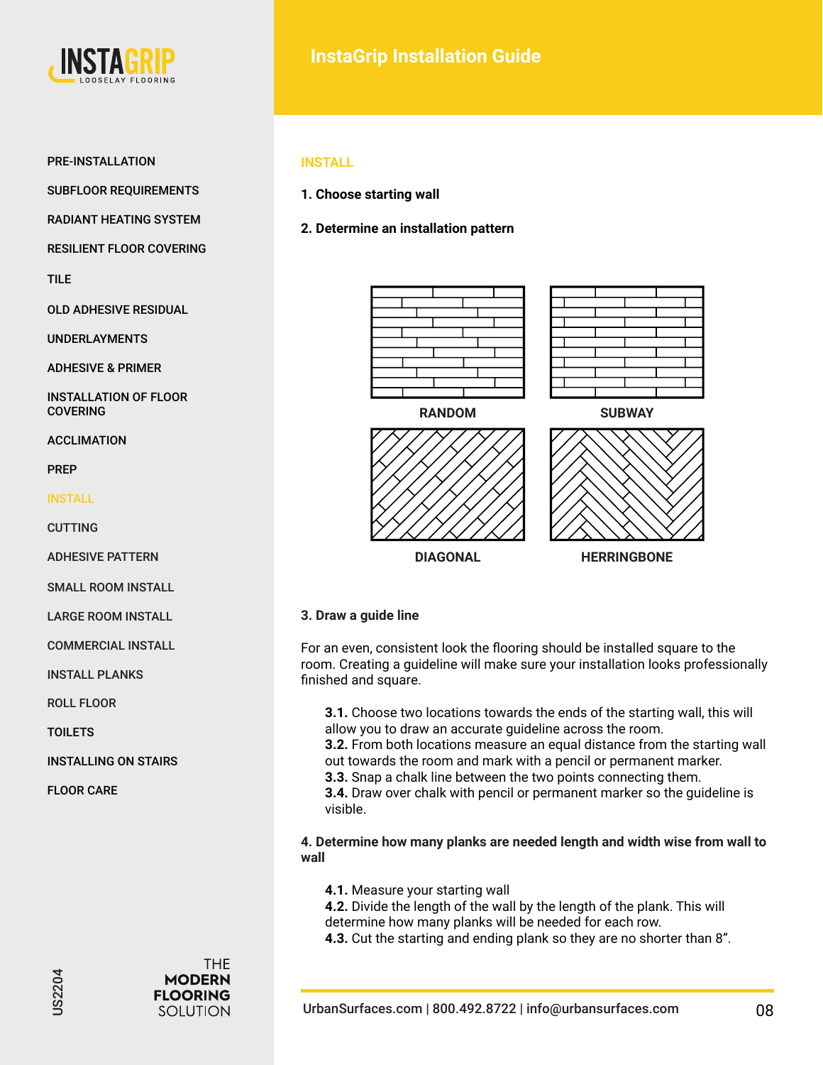## INSTALL

**1. Choose starting wall**

**2. Determine an installation pattern**

RANDOM

SUBWAY

DIAGONAL

HERRINGBONE

**3. Draw a guide line**

For an even, consistent look the flooring should be installed square to the room. Creating a guideline will make sure your installation looks professionally finished and square.

**3.1.** Choose two locations towards the ends of the starting wall, this will allow you to draw an accurate guideline across the room.
**3.2.** From both locations measure an equal distance from the starting wall out towards the room and mark with a pencil or permanent marker.
**3.3.** Snap a chalk line between the two points connecting them.
**3.4.** Draw over chalk with pencil or permanent marker so the guideline is visible.

**4. Determine how many planks are needed length and width wise from wall to wall**

**4.1.** Measure your starting wall
**4.2.** Divide the length of the wall by the length of the plank. This will determine how many planks will be needed for each row.
**4.3.** Cut the starting and ending plank so they are no shorter than 8".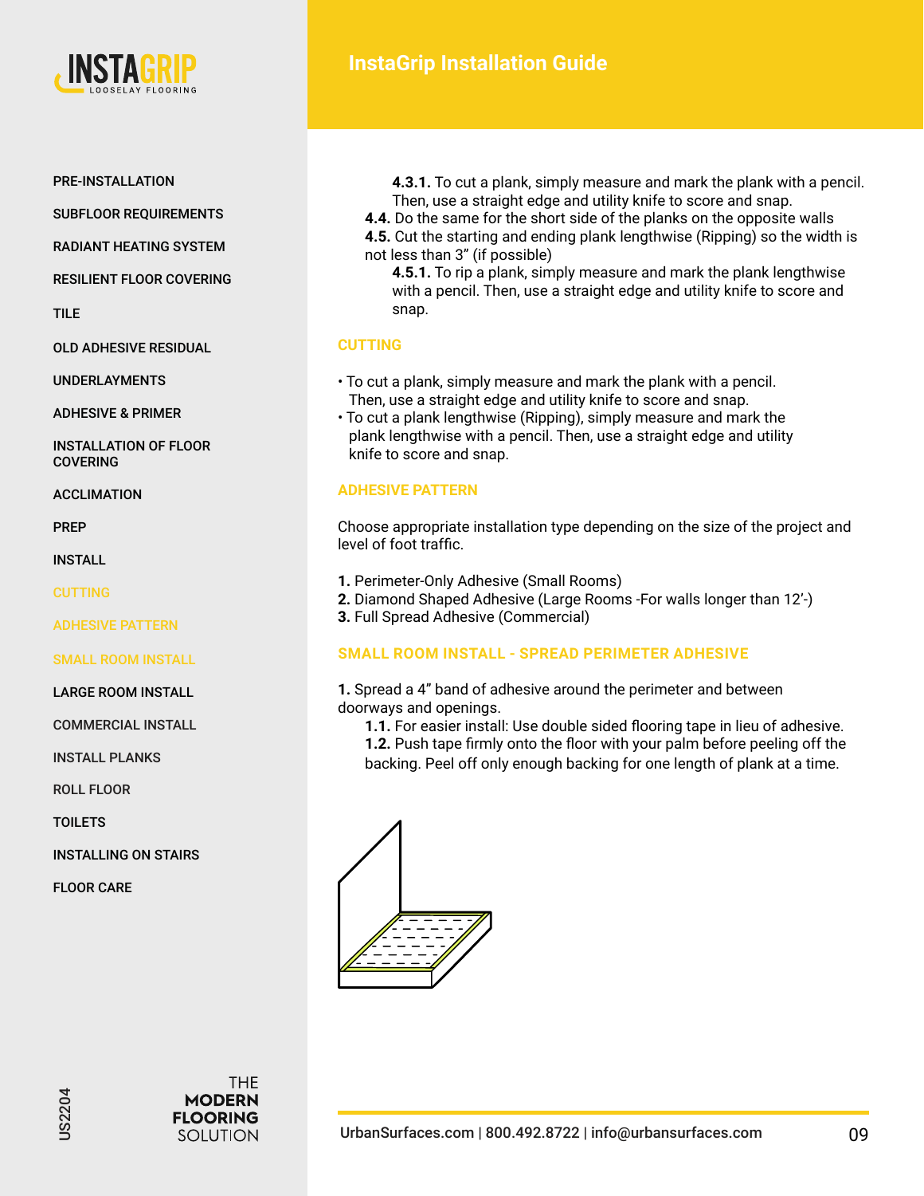**4.3.1.** To cut a plank, simply measure and mark the plank with a pencil. Then, use a straight edge and utility knife to score and snap.

**4.4.** Do the same for the short side of the planks on the opposite walls

**4.5.** Cut the starting and ending plank lengthwise (Ripping) so the width is not less than 3" (if possible)

**4.5.1.** To rip a plank, simply measure and mark the plank lengthwise with a pencil. Then, use a straight edge and utility knife to score and snap.

## CUTTING

- To cut a plank, simply measure and mark the plank with a pencil. Then, use a straight edge and utility knife to score and snap.
- To cut a plank lengthwise (Ripping), simply measure and mark the plank lengthwise with a pencil. Then, use a straight edge and utility knife to score and snap.

## ADHESIVE PATTERN

Choose appropriate installation type depending on the size of the project and level of foot traffic.

**1.** Perimeter-Only Adhesive (Small Rooms)
**2.** Diamond Shaped Adhesive (Large Rooms -For walls longer than 12'-)
**3.** Full Spread Adhesive (Commercial)

## SMALL ROOM INSTALL - SPREAD PERIMETER ADHESIVE

**1.** Spread a 4" band of adhesive around the perimeter and between doorways and openings.

**1.1.** For easier install: Use double sided flooring tape in lieu of adhesive.

**1.2.** Push tape firmly onto the floor with your palm before peeling off the backing. Peel off only enough backing for one length of plank at a time.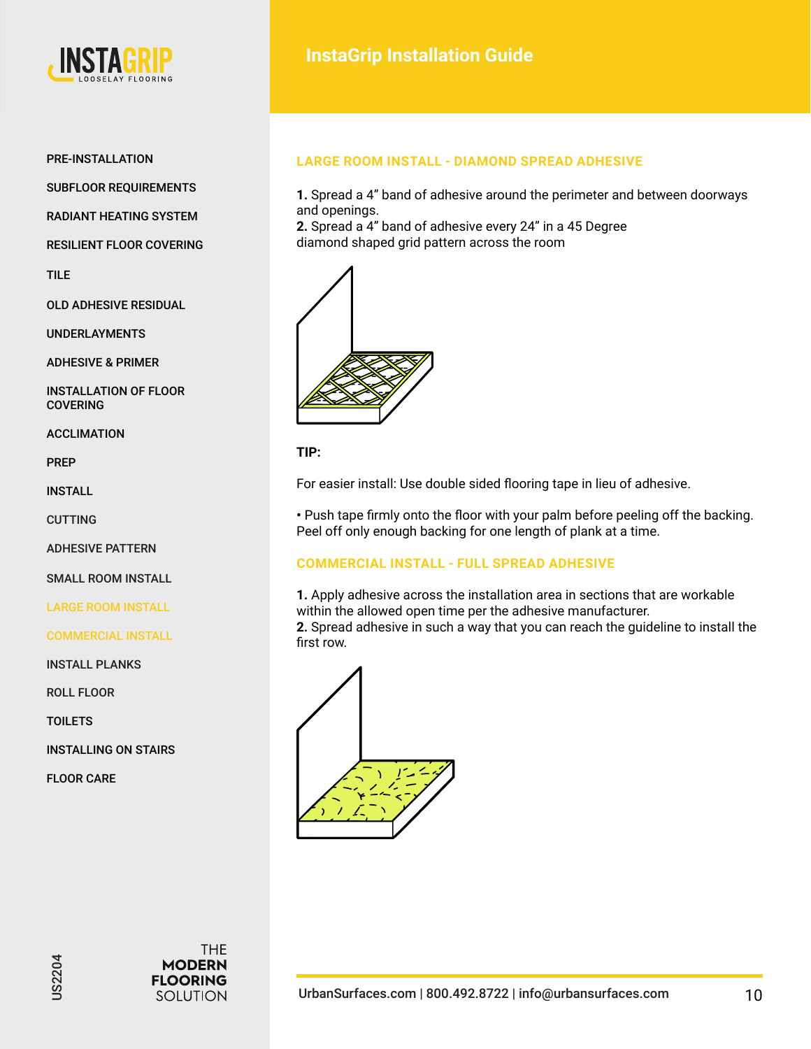## LARGE ROOM INSTALL - DIAMOND SPREAD ADHESIVE

**1.** Spread a 4” band of adhesive around the perimeter and between doorways and openings.
**2.** Spread a 4” band of adhesive every 24” in a 45 Degree diamond shaped grid pattern across the room

**TIP:**

For easier install: Use double sided flooring tape in lieu of adhesive.

• Push tape firmly onto the floor with your palm before peeling off the backing. Peel off only enough backing for one length of plank at a time.

## COMMERCIAL INSTALL - FULL SPREAD ADHESIVE

**1.** Apply adhesive across the installation area in sections that are workable within the allowed open time per the adhesive manufacturer.
**2.** Spread adhesive in such a way that you can reach the guideline to install the first row.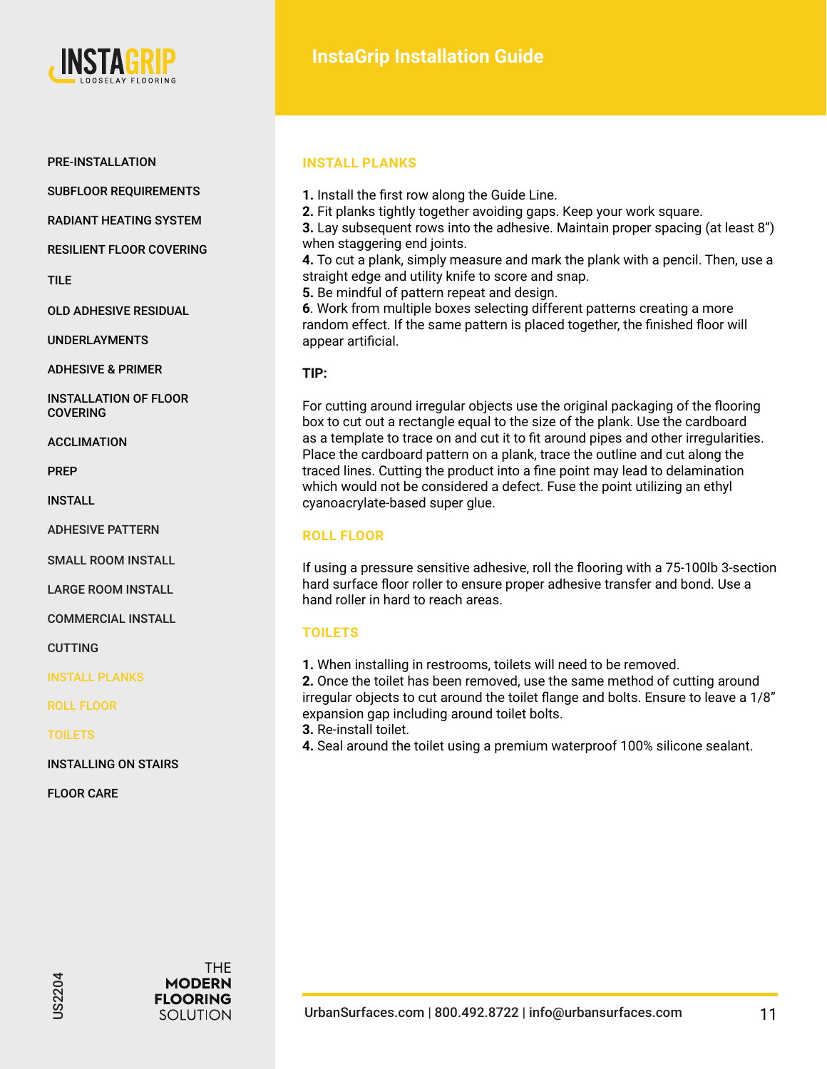## INSTALL PLANKS

**1.** Install the first row along the Guide Line.
**2.** Fit planks tightly together avoiding gaps. Keep your work square.
**3.** Lay subsequent rows into the adhesive. Maintain proper spacing (at least 8”) when staggering end joints.
**4.** To cut a plank, simply measure and mark the plank with a pencil. Then, use a straight edge and utility knife to score and snap.
**5.** Be mindful of pattern repeat and design.
**6**. Work from multiple boxes selecting different patterns creating a more random effect. If the same pattern is placed together, the finished floor will appear artificial.

**TIP:**

For cutting around irregular objects use the original packaging of the flooring box to cut out a rectangle equal to the size of the plank. Use the cardboard as a template to trace on and cut it to fit around pipes and other irregularities. Place the cardboard pattern on a plank, trace the outline and cut along the traced lines. Cutting the product into a fine point may lead to delamination which would not be considered a defect. Fuse the point utilizing an ethyl cyanoacrylate-based super glue.

## ROLL FLOOR

If using a pressure sensitive adhesive, roll the flooring with a 75-100lb 3-section hard surface floor roller to ensure proper adhesive transfer and bond. Use a hand roller in hard to reach areas.

## TOILETS

**1.** When installing in restrooms, toilets will need to be removed.
**2.** Once the toilet has been removed, use the same method of cutting around irregular objects to cut around the toilet flange and bolts. Ensure to leave a 1/8” expansion gap including around toilet bolts.
**3.** Re-install toilet.
**4.** Seal around the toilet using a premium waterproof 100% silicone sealant.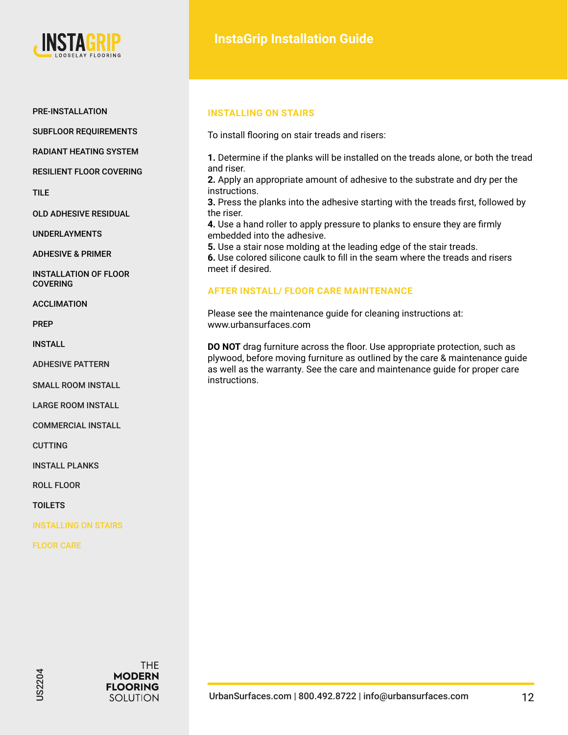# InstaGrip Installation Guide

## INSTALLING ON STAIRS

To install flooring on stair treads and risers:

**1.** Determine if the planks will be installed on the treads alone, or both the tread and riser.
**2.** Apply an appropriate amount of adhesive to the substrate and dry per the instructions.
**3.** Press the planks into the adhesive starting with the treads first, followed by the riser.
**4.** Use a hand roller to apply pressure to planks to ensure they are firmly embedded into the adhesive.
**5.** Use a stair nose molding at the leading edge of the stair treads.
**6.** Use colored silicone caulk to fill in the seam where the treads and risers meet if desired.

## AFTER INSTALL/ FLOOR CARE MAINTENANCE

Please see the maintenance guide for cleaning instructions at:
www.urbansurfaces.com

**DO NOT** drag furniture across the floor. Use appropriate protection, such as plywood, before moving furniture as outlined by the care & maintenance guide as well as the warranty. See the care and maintenance guide for proper care instructions.